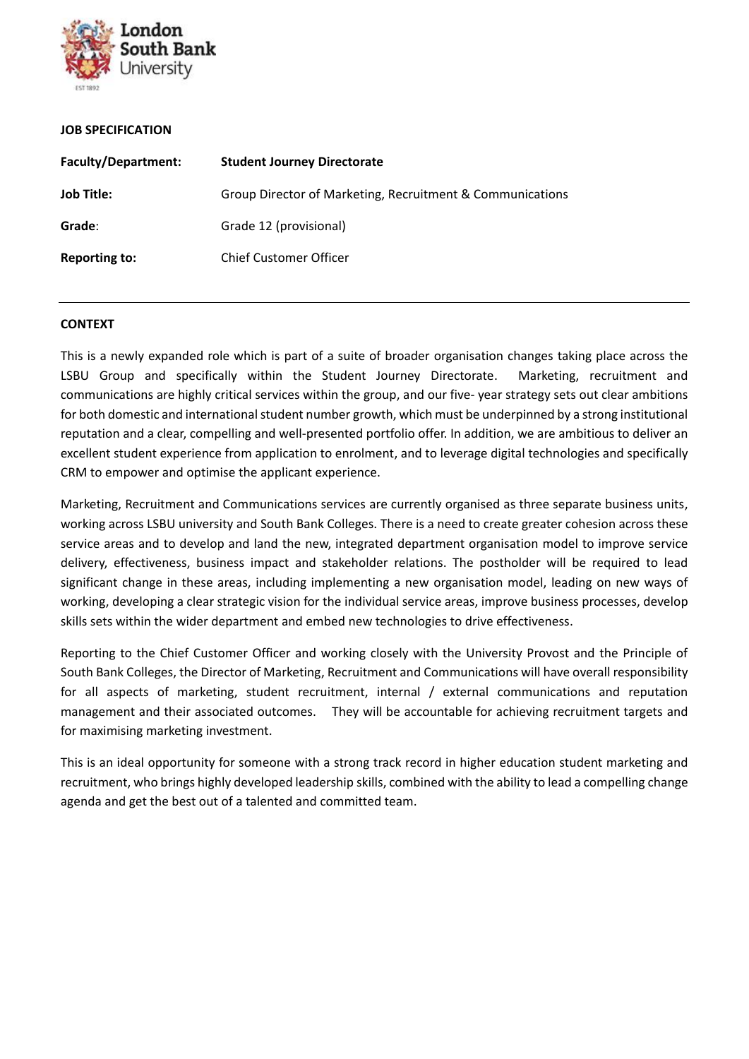## JOB SPECIFICATION

| | |
|---|---|
| **Faculty/Department:** | **Student Journey Directorate** |
| **Job Title:** | Group Director of Marketing, Recruitment & Communications |
| **Grade**: | Grade 12 (provisional) |
| **Reporting to:** | Chief Customer Officer |

---

## CONTEXT

This is a newly expanded role which is part of a suite of broader organisation changes taking place across the LSBU Group and specifically within the Student Journey Directorate. Marketing, recruitment and communications are highly critical services within the group, and our five- year strategy sets out clear ambitions for both domestic and international student number growth, which must be underpinned by a strong institutional reputation and a clear, compelling and well-presented portfolio offer. In addition, we are ambitious to deliver an excellent student experience from application to enrolment, and to leverage digital technologies and specifically CRM to empower and optimise the applicant experience.

Marketing, Recruitment and Communications services are currently organised as three separate business units, working across LSBU university and South Bank Colleges. There is a need to create greater cohesion across these service areas and to develop and land the new, integrated department organisation model to improve service delivery, effectiveness, business impact and stakeholder relations. The postholder will be required to lead significant change in these areas, including implementing a new organisation model, leading on new ways of working, developing a clear strategic vision for the individual service areas, improve business processes, develop skills sets within the wider department and embed new technologies to drive effectiveness.

Reporting to the Chief Customer Officer and working closely with the University Provost and the Principle of South Bank Colleges, the Director of Marketing, Recruitment and Communications will have overall responsibility for all aspects of marketing, student recruitment, internal / external communications and reputation management and their associated outcomes. They will be accountable for achieving recruitment targets and for maximising marketing investment.

This is an ideal opportunity for someone with a strong track record in higher education student marketing and recruitment, who brings highly developed leadership skills, combined with the ability to lead a compelling change agenda and get the best out of a talented and committed team.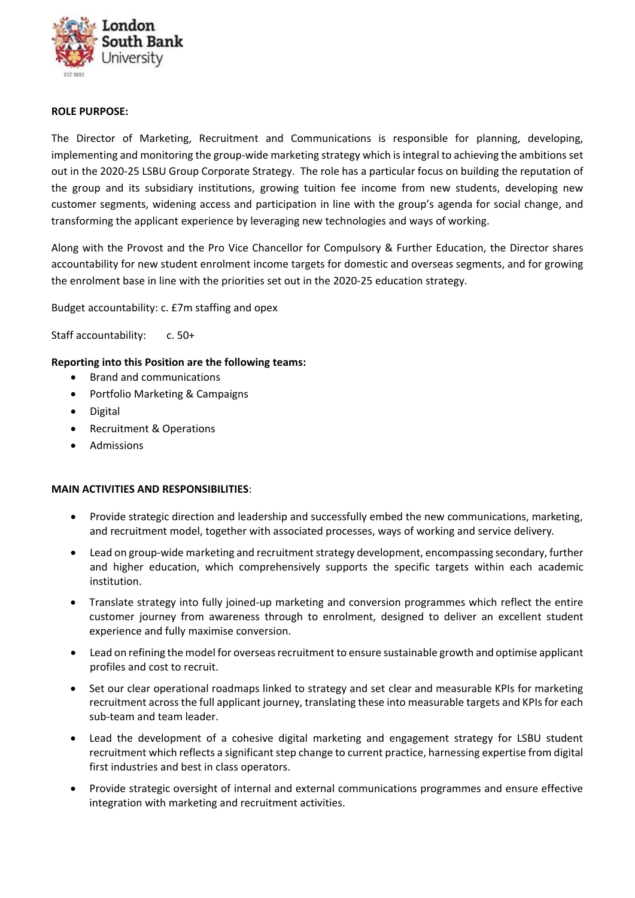**ROLE PURPOSE:**

The Director of Marketing, Recruitment and Communications is responsible for planning, developing, implementing and monitoring the group-wide marketing strategy which is integral to achieving the ambitions set out in the 2020-25 LSBU Group Corporate Strategy. The role has a particular focus on building the reputation of the group and its subsidiary institutions, growing tuition fee income from new students, developing new customer segments, widening access and participation in line with the group's agenda for social change, and transforming the applicant experience by leveraging new technologies and ways of working.

Along with the Provost and the Pro Vice Chancellor for Compulsory & Further Education, the Director shares accountability for new student enrolment income targets for domestic and overseas segments, and for growing the enrolment base in line with the priorities set out in the 2020-25 education strategy.

Budget accountability: c. £7m staffing and opex

Staff accountability: c. 50+

**Reporting into this Position are the following teams:**

- Brand and communications
- Portfolio Marketing & Campaigns
- Digital
- Recruitment & Operations
- Admissions

**MAIN ACTIVITIES AND RESPONSIBILITIES**:

- Provide strategic direction and leadership and successfully embed the new communications, marketing, and recruitment model, together with associated processes, ways of working and service delivery.
- Lead on group-wide marketing and recruitment strategy development, encompassing secondary, further and higher education, which comprehensively supports the specific targets within each academic institution.
- Translate strategy into fully joined-up marketing and conversion programmes which reflect the entire customer journey from awareness through to enrolment, designed to deliver an excellent student experience and fully maximise conversion.
- Lead on refining the model for overseas recruitment to ensure sustainable growth and optimise applicant profiles and cost to recruit.
- Set our clear operational roadmaps linked to strategy and set clear and measurable KPIs for marketing recruitment across the full applicant journey, translating these into measurable targets and KPIs for each sub-team and team leader.
- Lead the development of a cohesive digital marketing and engagement strategy for LSBU student recruitment which reflects a significant step change to current practice, harnessing expertise from digital first industries and best in class operators.
- Provide strategic oversight of internal and external communications programmes and ensure effective integration with marketing and recruitment activities.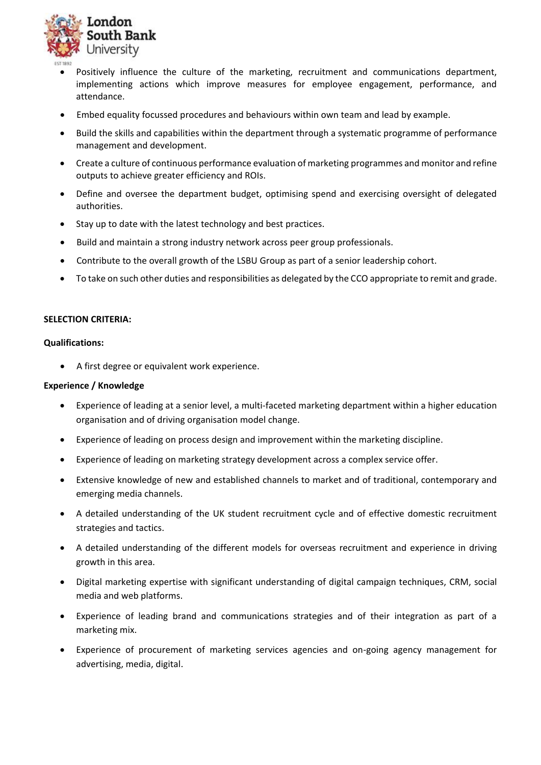- Positively influence the culture of the marketing, recruitment and communications department, implementing actions which improve measures for employee engagement, performance, and attendance.
- Embed equality focussed procedures and behaviours within own team and lead by example.
- Build the skills and capabilities within the department through a systematic programme of performance management and development.
- Create a culture of continuous performance evaluation of marketing programmes and monitor and refine outputs to achieve greater efficiency and ROIs.
- Define and oversee the department budget, optimising spend and exercising oversight of delegated authorities.
- Stay up to date with the latest technology and best practices.
- Build and maintain a strong industry network across peer group professionals.
- Contribute to the overall growth of the LSBU Group as part of a senior leadership cohort.
- To take on such other duties and responsibilities as delegated by the CCO appropriate to remit and grade.

**SELECTION CRITERIA:**

**Qualifications:**

- A first degree or equivalent work experience.

**Experience / Knowledge**

- Experience of leading at a senior level, a multi-faceted marketing department within a higher education organisation and of driving organisation model change.
- Experience of leading on process design and improvement within the marketing discipline.
- Experience of leading on marketing strategy development across a complex service offer.
- Extensive knowledge of new and established channels to market and of traditional, contemporary and emerging media channels.
- A detailed understanding of the UK student recruitment cycle and of effective domestic recruitment strategies and tactics.
- A detailed understanding of the different models for overseas recruitment and experience in driving growth in this area.
- Digital marketing expertise with significant understanding of digital campaign techniques, CRM, social media and web platforms.
- Experience of leading brand and communications strategies and of their integration as part of a marketing mix.
- Experience of procurement of marketing services agencies and on-going agency management for advertising, media, digital.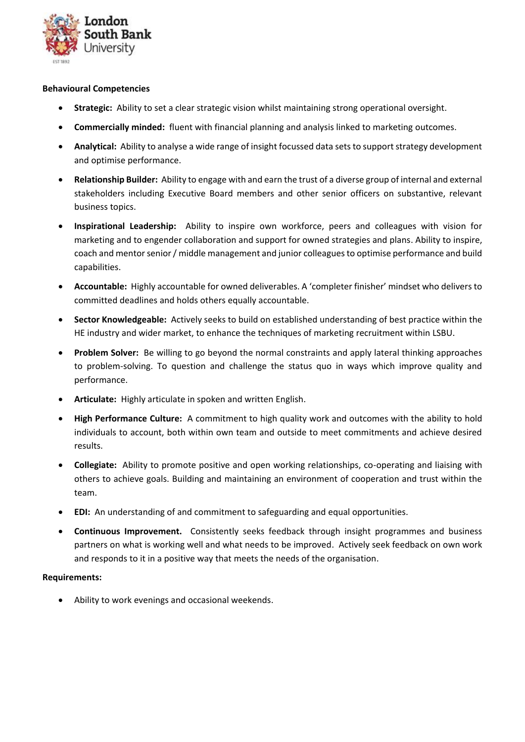**Behavioural Competencies**

- **Strategic:** Ability to set a clear strategic vision whilst maintaining strong operational oversight.
- **Commercially minded:** fluent with financial planning and analysis linked to marketing outcomes.
- **Analytical:** Ability to analyse a wide range of insight focussed data sets to support strategy development and optimise performance.
- **Relationship Builder:** Ability to engage with and earn the trust of a diverse group of internal and external stakeholders including Executive Board members and other senior officers on substantive, relevant business topics.
- **Inspirational Leadership:** Ability to inspire own workforce, peers and colleagues with vision for marketing and to engender collaboration and support for owned strategies and plans. Ability to inspire, coach and mentor senior / middle management and junior colleagues to optimise performance and build capabilities.
- **Accountable:** Highly accountable for owned deliverables. A 'completer finisher' mindset who delivers to committed deadlines and holds others equally accountable.
- **Sector Knowledgeable:** Actively seeks to build on established understanding of best practice within the HE industry and wider market, to enhance the techniques of marketing recruitment within LSBU.
- **Problem Solver:** Be willing to go beyond the normal constraints and apply lateral thinking approaches to problem-solving. To question and challenge the status quo in ways which improve quality and performance.
- **Articulate:** Highly articulate in spoken and written English.
- **High Performance Culture:** A commitment to high quality work and outcomes with the ability to hold individuals to account, both within own team and outside to meet commitments and achieve desired results.
- **Collegiate:** Ability to promote positive and open working relationships, co-operating and liaising with others to achieve goals. Building and maintaining an environment of cooperation and trust within the team.
- **EDI:** An understanding of and commitment to safeguarding and equal opportunities.
- **Continuous Improvement.** Consistently seeks feedback through insight programmes and business partners on what is working well and what needs to be improved. Actively seek feedback on own work and responds to it in a positive way that meets the needs of the organisation.

**Requirements:**

- Ability to work evenings and occasional weekends.